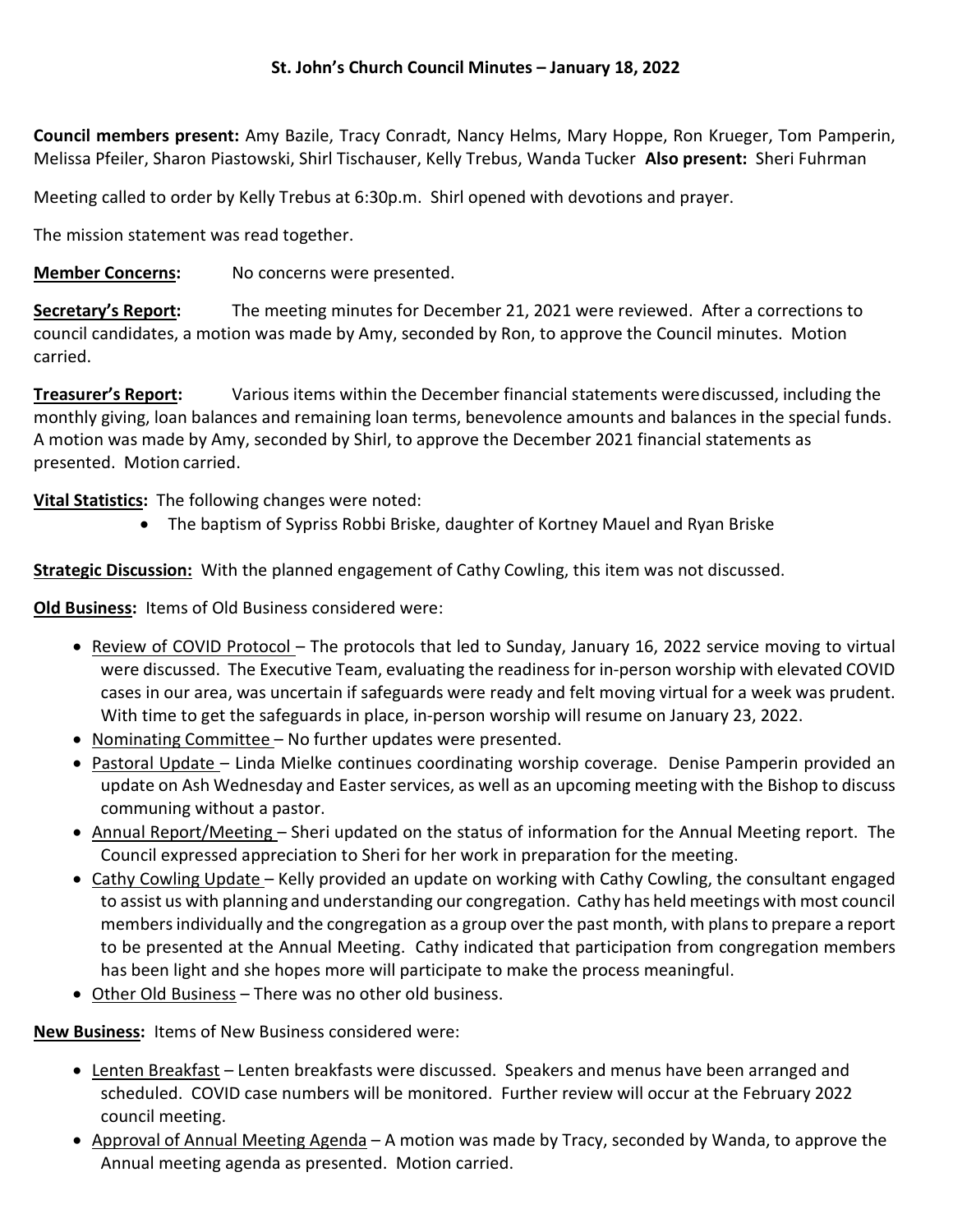# St. John's Church Council Minutes – January 18, 2022

**Council members present:** Amy Bazile, Tracy Conradt, Nancy Helms, Mary Hoppe, Ron Krueger, Tom Pamperin, Melissa Pfeiler, Sharon Piastowski, Shirl Tischauser, Kelly Trebus, Wanda Tucker **Also present:** Sheri Fuhrman

Meeting called to order by Kelly Trebus at 6:30p.m. Shirl opened with devotions and prayer.

The mission statement was read together.

**Member Concerns:** No concerns were presented.

**Secretary's Report:** The meeting minutes for December 21, 2021 were reviewed. After a corrections to council candidates, a motion was made by Amy, seconded by Ron, to approve the Council minutes. Motion carried.

**Treasurer's Report:** Various items within the December financial statements were discussed, including the monthly giving, loan balances and remaining loan terms, benevolence amounts and balances in the special funds. A motion was made by Amy, seconded by Shirl, to approve the December 2021 financial statements as presented. Motion carried.

**Vital Statistics:** The following changes were noted:

- The baptism of Sypriss Robbi Briske, daughter of Kortney Mauel and Ryan Briske

**Strategic Discussion:** With the planned engagement of Cathy Cowling, this item was not discussed.

**Old Business:** Items of Old Business considered were:

- Review of COVID Protocol – The protocols that led to Sunday, January 16, 2022 service moving to virtual were discussed. The Executive Team, evaluating the readiness for in-person worship with elevated COVID cases in our area, was uncertain if safeguards were ready and felt moving virtual for a week was prudent. With time to get the safeguards in place, in-person worship will resume on January 23, 2022.
- Nominating Committee – No further updates were presented.
- Pastoral Update – Linda Mielke continues coordinating worship coverage. Denise Pamperin provided an update on Ash Wednesday and Easter services, as well as an upcoming meeting with the Bishop to discuss communing without a pastor.
- Annual Report/Meeting – Sheri updated on the status of information for the Annual Meeting report. The Council expressed appreciation to Sheri for her work in preparation for the meeting.
- Cathy Cowling Update – Kelly provided an update on working with Cathy Cowling, the consultant engaged to assist us with planning and understanding our congregation. Cathy has held meetings with most council members individually and the congregation as a group over the past month, with plans to prepare a report to be presented at the Annual Meeting. Cathy indicated that participation from congregation members has been light and she hopes more will participate to make the process meaningful.
- Other Old Business – There was no other old business.

**New Business:** Items of New Business considered were:

- Lenten Breakfast – Lenten breakfasts were discussed. Speakers and menus have been arranged and scheduled. COVID case numbers will be monitored. Further review will occur at the February 2022 council meeting.
- Approval of Annual Meeting Agenda – A motion was made by Tracy, seconded by Wanda, to approve the Annual meeting agenda as presented. Motion carried.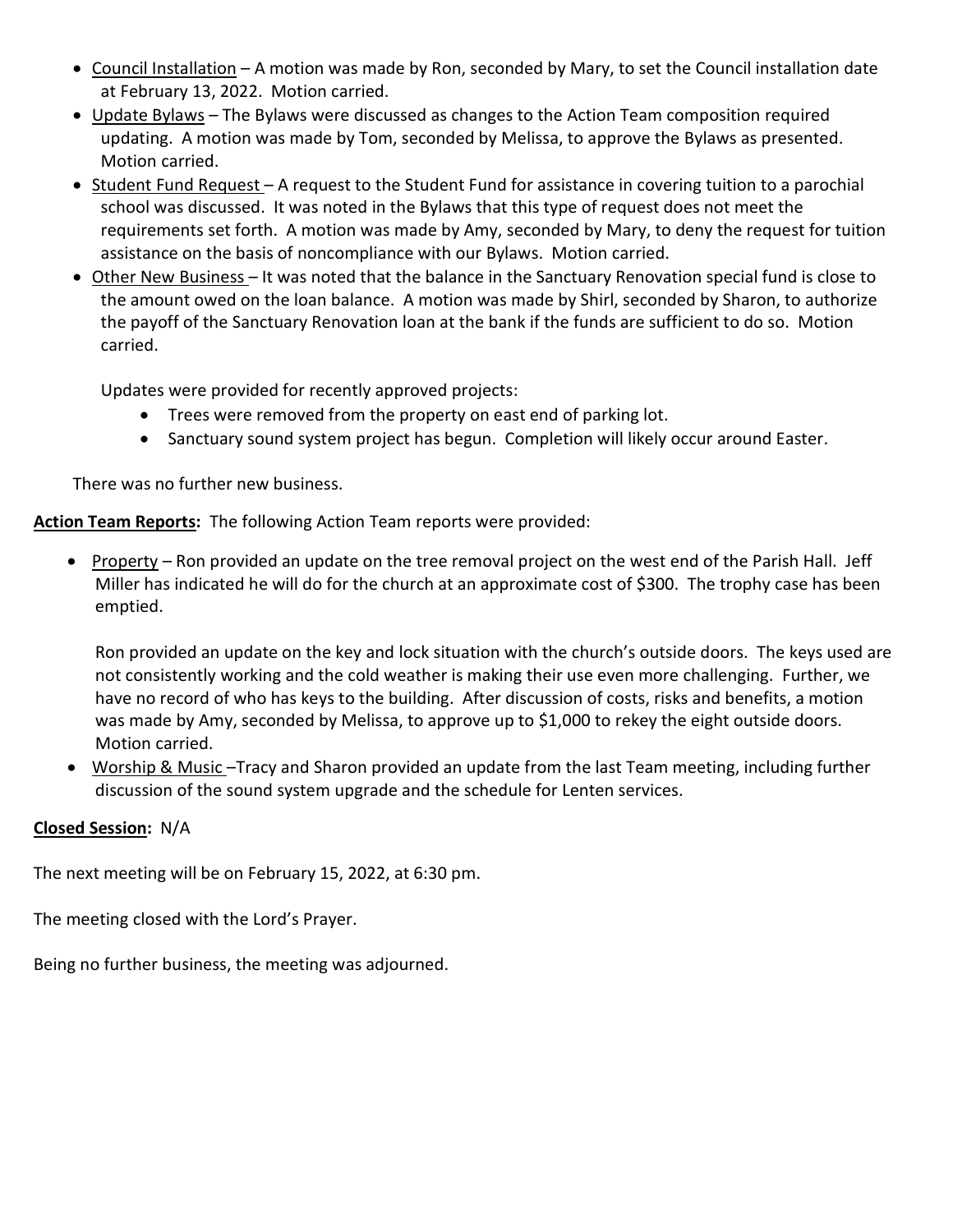- Council Installation – A motion was made by Ron, seconded by Mary, to set the Council installation date at February 13, 2022. Motion carried.
- Update Bylaws – The Bylaws were discussed as changes to the Action Team composition required updating. A motion was made by Tom, seconded by Melissa, to approve the Bylaws as presented. Motion carried.
- Student Fund Request – A request to the Student Fund for assistance in covering tuition to a parochial school was discussed. It was noted in the Bylaws that this type of request does not meet the requirements set forth. A motion was made by Amy, seconded by Mary, to deny the request for tuition assistance on the basis of noncompliance with our Bylaws. Motion carried.
- Other New Business – It was noted that the balance in the Sanctuary Renovation special fund is close to the amount owed on the loan balance. A motion was made by Shirl, seconded by Sharon, to authorize the payoff of the Sanctuary Renovation loan at the bank if the funds are sufficient to do so. Motion carried.

  Updates were provided for recently approved projects:

  - Trees were removed from the property on east end of parking lot.
  - Sanctuary sound system project has begun. Completion will likely occur around Easter.

There was no further new business.

**Action Team Reports:** The following Action Team reports were provided:

- Property – Ron provided an update on the tree removal project on the west end of the Parish Hall. Jeff Miller has indicated he will do for the church at an approximate cost of $300. The trophy case has been emptied.

  Ron provided an update on the key and lock situation with the church's outside doors. The keys used are not consistently working and the cold weather is making their use even more challenging. Further, we have no record of who has keys to the building. After discussion of costs, risks and benefits, a motion was made by Amy, seconded by Melissa, to approve up to $1,000 to rekey the eight outside doors. Motion carried.
- Worship & Music –Tracy and Sharon provided an update from the last Team meeting, including further discussion of the sound system upgrade and the schedule for Lenten services.

**Closed Session:** N/A

The next meeting will be on February 15, 2022, at 6:30 pm.

The meeting closed with the Lord's Prayer.

Being no further business, the meeting was adjourned.